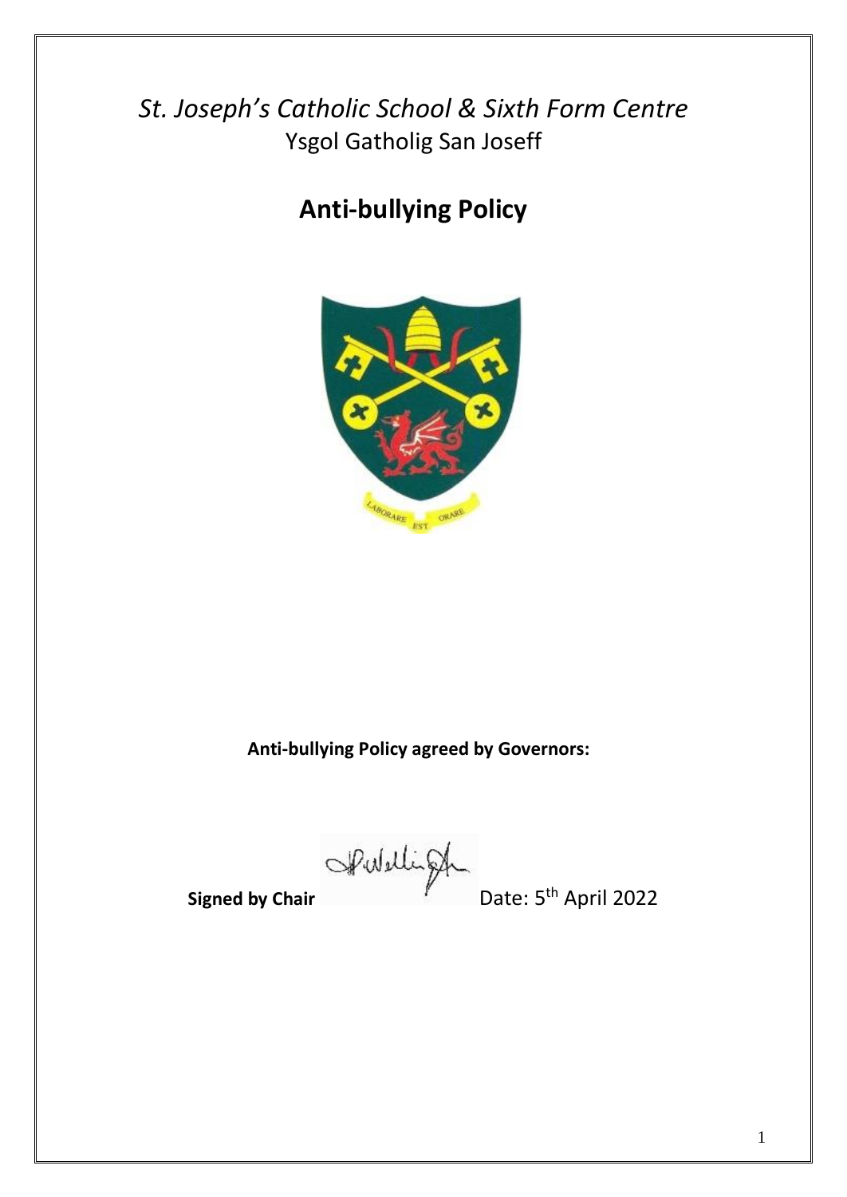*St. Joseph's Catholic School & Sixth Form Centre*
Ysgol Gatholig San Joseff

# Anti-bullying Policy

**Anti-bullying Policy agreed by Governors:**

**Signed by Chair** Date: 5th April 2022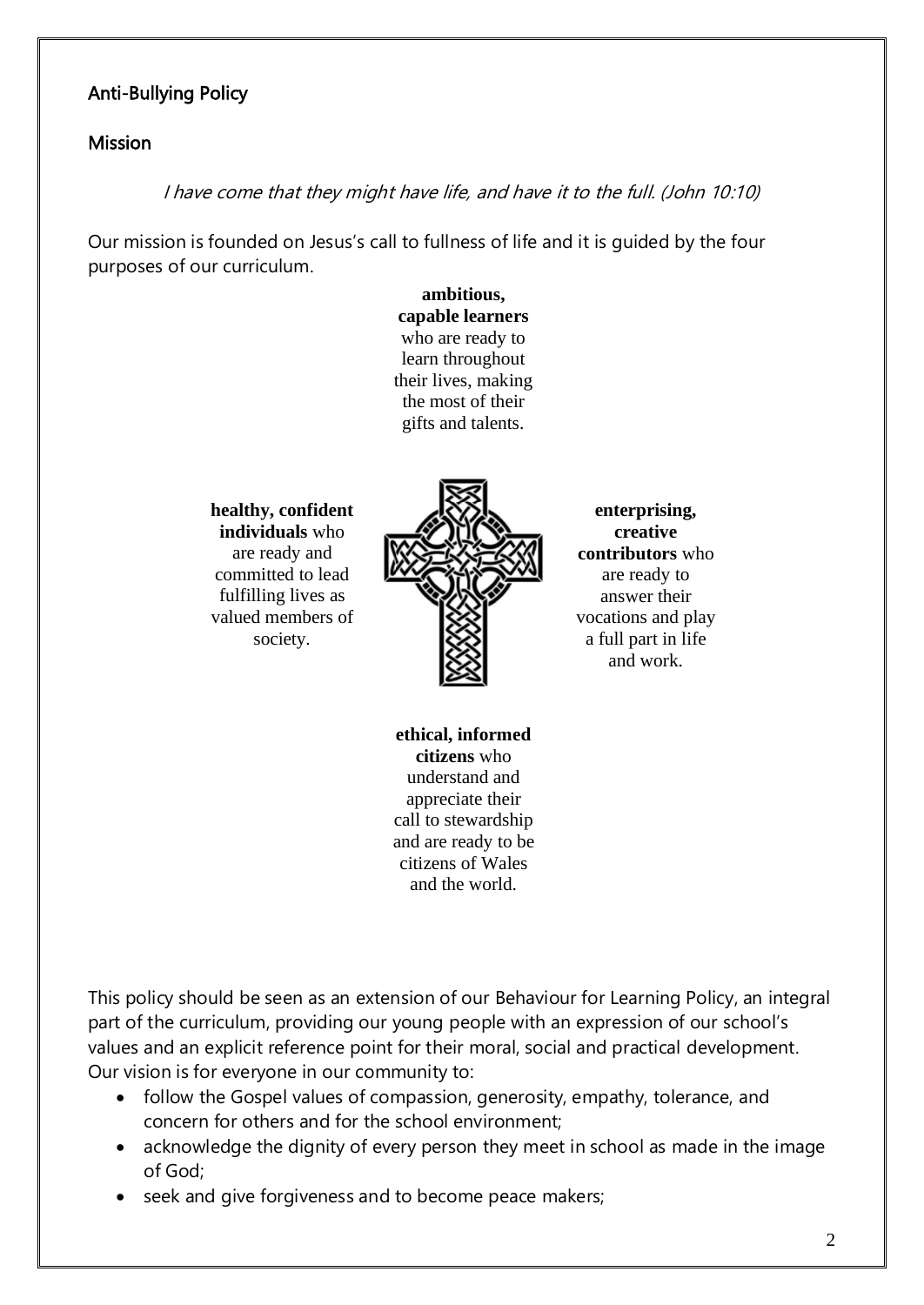## Anti-Bullying Policy

## Mission

*I have come that they might have life, and have it to the full. (John 10:10)*

Our mission is founded on Jesus's call to fullness of life and it is guided by the four purposes of our curriculum.

**ambitious, capable learners** who are ready to learn throughout their lives, making the most of their gifts and talents.

**healthy, confident individuals** who are ready and committed to lead fulfilling lives as valued members of society.

**enterprising, creative contributors** who are ready to answer their vocations and play a full part in life and work.

**ethical, informed citizens** who understand and appreciate their call to stewardship and are ready to be citizens of Wales and the world.

This policy should be seen as an extension of our Behaviour for Learning Policy, an integral part of the curriculum, providing our young people with an expression of our school's values and an explicit reference point for their moral, social and practical development. Our vision is for everyone in our community to:

- follow the Gospel values of compassion, generosity, empathy, tolerance, and concern for others and for the school environment;
- acknowledge the dignity of every person they meet in school as made in the image of God;
- seek and give forgiveness and to become peace makers;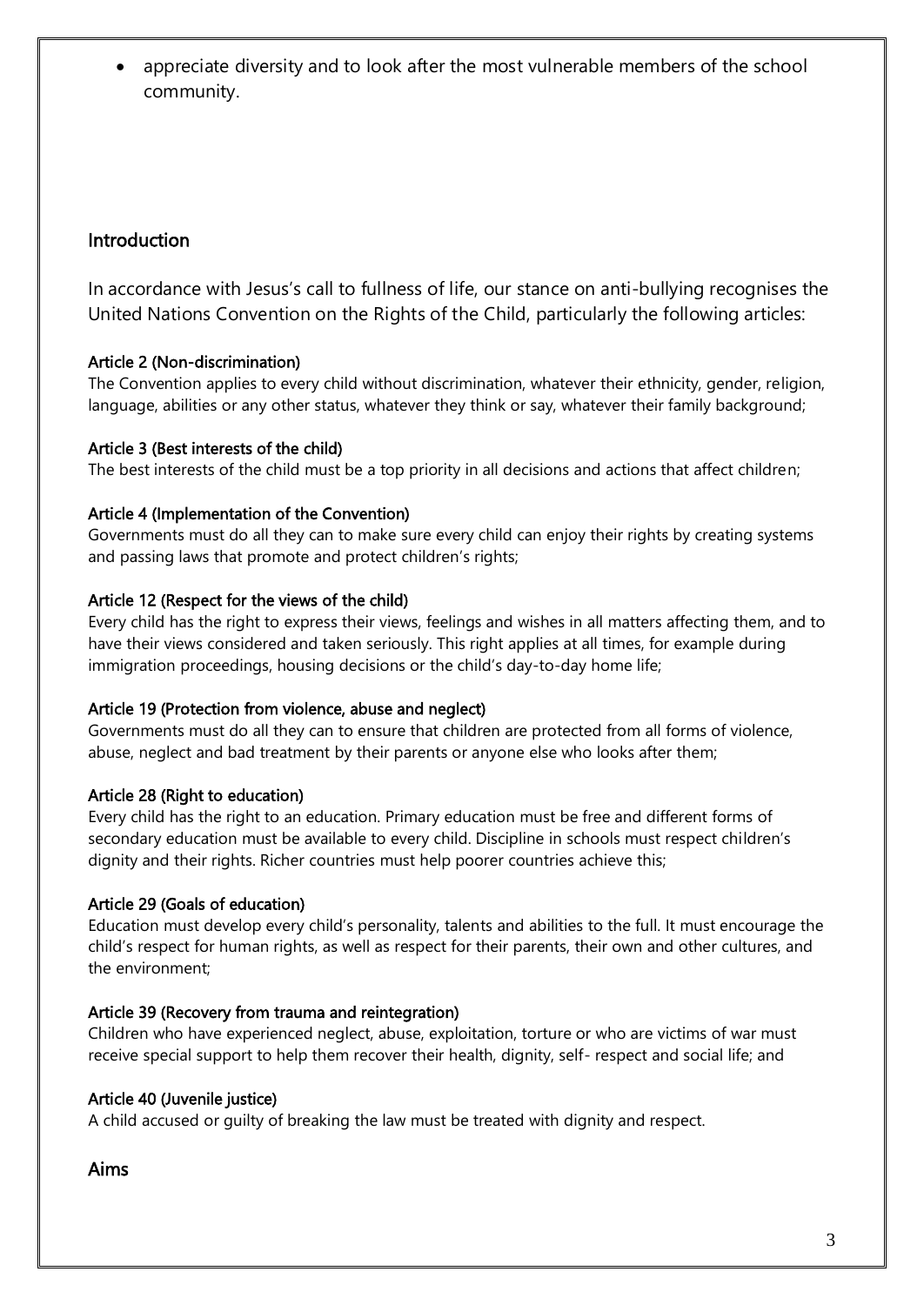- appreciate diversity and to look after the most vulnerable members of the school community.

## Introduction

In accordance with Jesus's call to fullness of life, our stance on anti-bullying recognises the United Nations Convention on the Rights of the Child, particularly the following articles:

**Article 2 (Non-discrimination)**
The Convention applies to every child without discrimination, whatever their ethnicity, gender, religion, language, abilities or any other status, whatever they think or say, whatever their family background;

**Article 3 (Best interests of the child)**
The best interests of the child must be a top priority in all decisions and actions that affect children;

**Article 4 (Implementation of the Convention)**
Governments must do all they can to make sure every child can enjoy their rights by creating systems and passing laws that promote and protect children's rights;

**Article 12 (Respect for the views of the child)**
Every child has the right to express their views, feelings and wishes in all matters affecting them, and to have their views considered and taken seriously. This right applies at all times, for example during immigration proceedings, housing decisions or the child's day-to-day home life;

**Article 19 (Protection from violence, abuse and neglect)**
Governments must do all they can to ensure that children are protected from all forms of violence, abuse, neglect and bad treatment by their parents or anyone else who looks after them;

**Article 28 (Right to education)**
Every child has the right to an education. Primary education must be free and different forms of secondary education must be available to every child. Discipline in schools must respect children's dignity and their rights. Richer countries must help poorer countries achieve this;

**Article 29 (Goals of education)**
Education must develop every child's personality, talents and abilities to the full. It must encourage the child's respect for human rights, as well as respect for their parents, their own and other cultures, and the environment;

**Article 39 (Recovery from trauma and reintegration)**
Children who have experienced neglect, abuse, exploitation, torture or who are victims of war must receive special support to help them recover their health, dignity, self- respect and social life; and

**Article 40 (Juvenile justice)**
A child accused or guilty of breaking the law must be treated with dignity and respect.

## Aims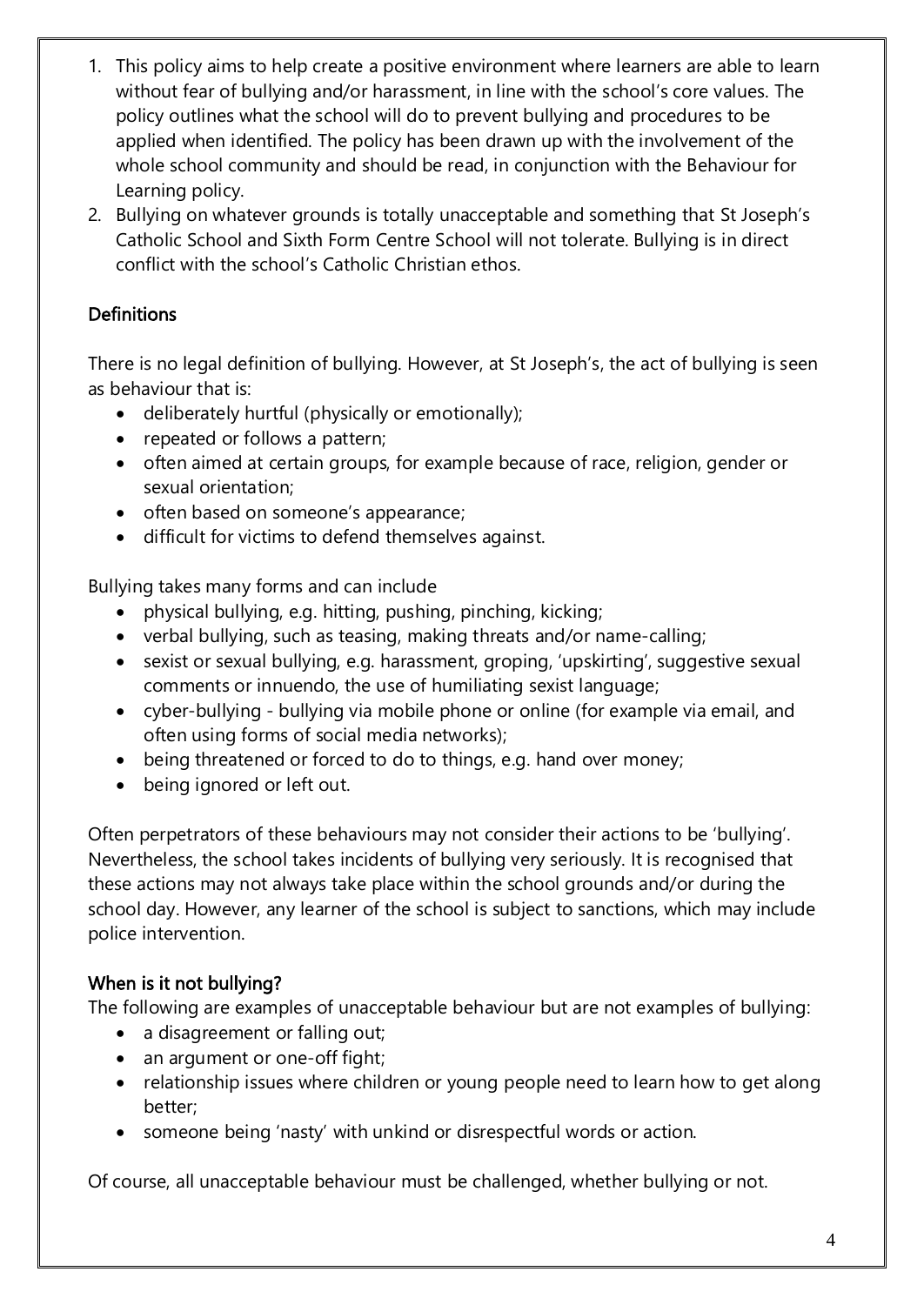1. This policy aims to help create a positive environment where learners are able to learn without fear of bullying and/or harassment, in line with the school's core values. The policy outlines what the school will do to prevent bullying and procedures to be applied when identified. The policy has been drawn up with the involvement of the whole school community and should be read, in conjunction with the Behaviour for Learning policy.
2. Bullying on whatever grounds is totally unacceptable and something that St Joseph's Catholic School and Sixth Form Centre School will not tolerate. Bullying is in direct conflict with the school's Catholic Christian ethos.

## Definitions

There is no legal definition of bullying. However, at St Joseph's, the act of bullying is seen as behaviour that is:

- deliberately hurtful (physically or emotionally);
- repeated or follows a pattern;
- often aimed at certain groups, for example because of race, religion, gender or sexual orientation;
- often based on someone's appearance;
- difficult for victims to defend themselves against.

Bullying takes many forms and can include

- physical bullying, e.g. hitting, pushing, pinching, kicking;
- verbal bullying, such as teasing, making threats and/or name-calling;
- sexist or sexual bullying, e.g. harassment, groping, 'upskirting', suggestive sexual comments or innuendo, the use of humiliating sexist language;
- cyber-bullying - bullying via mobile phone or online (for example via email, and often using forms of social media networks);
- being threatened or forced to do to things, e.g. hand over money;
- being ignored or left out.

Often perpetrators of these behaviours may not consider their actions to be 'bullying'. Nevertheless, the school takes incidents of bullying very seriously. It is recognised that these actions may not always take place within the school grounds and/or during the school day. However, any learner of the school is subject to sanctions, which may include police intervention.

## When is it not bullying?

The following are examples of unacceptable behaviour but are not examples of bullying:

- a disagreement or falling out;
- an argument or one-off fight;
- relationship issues where children or young people need to learn how to get along better;
- someone being 'nasty' with unkind or disrespectful words or action.

Of course, all unacceptable behaviour must be challenged, whether bullying or not.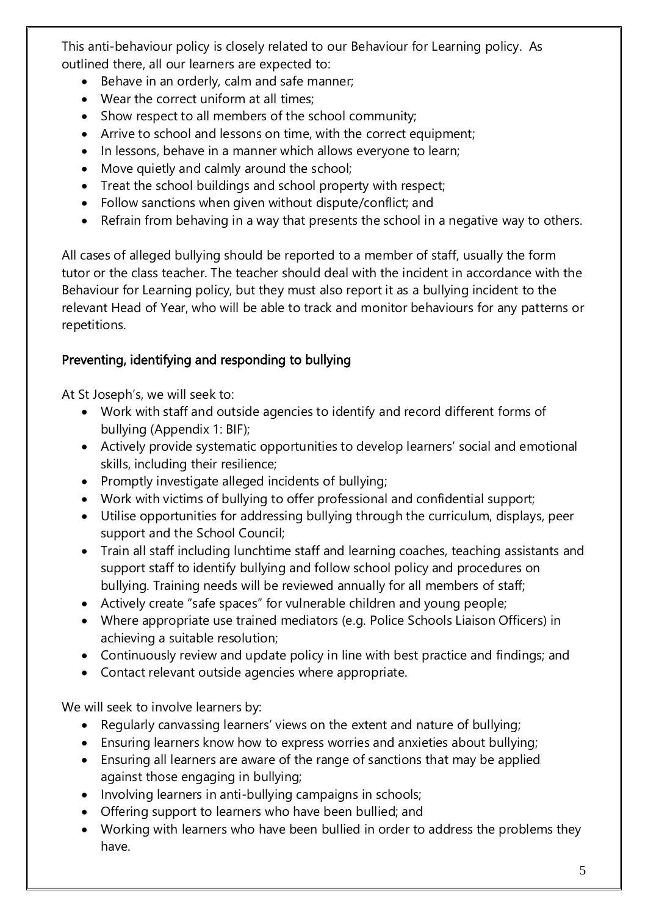This anti-behaviour policy is closely related to our Behaviour for Learning policy. As outlined there, all our learners are expected to:

- Behave in an orderly, calm and safe manner;
- Wear the correct uniform at all times;
- Show respect to all members of the school community;
- Arrive to school and lessons on time, with the correct equipment;
- In lessons, behave in a manner which allows everyone to learn;
- Move quietly and calmly around the school;
- Treat the school buildings and school property with respect;
- Follow sanctions when given without dispute/conflict; and
- Refrain from behaving in a way that presents the school in a negative way to others.

All cases of alleged bullying should be reported to a member of staff, usually the form tutor or the class teacher. The teacher should deal with the incident in accordance with the Behaviour for Learning policy, but they must also report it as a bullying incident to the relevant Head of Year, who will be able to track and monitor behaviours for any patterns or repetitions.

## Preventing, identifying and responding to bullying

At St Joseph's, we will seek to:

- Work with staff and outside agencies to identify and record different forms of bullying (Appendix 1: BIF);
- Actively provide systematic opportunities to develop learners' social and emotional skills, including their resilience;
- Promptly investigate alleged incidents of bullying;
- Work with victims of bullying to offer professional and confidential support;
- Utilise opportunities for addressing bullying through the curriculum, displays, peer support and the School Council;
- Train all staff including lunchtime staff and learning coaches, teaching assistants and support staff to identify bullying and follow school policy and procedures on bullying. Training needs will be reviewed annually for all members of staff;
- Actively create "safe spaces" for vulnerable children and young people;
- Where appropriate use trained mediators (e.g. Police Schools Liaison Officers) in achieving a suitable resolution;
- Continuously review and update policy in line with best practice and findings; and
- Contact relevant outside agencies where appropriate.

We will seek to involve learners by:

- Regularly canvassing learners' views on the extent and nature of bullying;
- Ensuring learners know how to express worries and anxieties about bullying;
- Ensuring all learners are aware of the range of sanctions that may be applied against those engaging in bullying;
- Involving learners in anti-bullying campaigns in schools;
- Offering support to learners who have been bullied; and
- Working with learners who have been bullied in order to address the problems they have.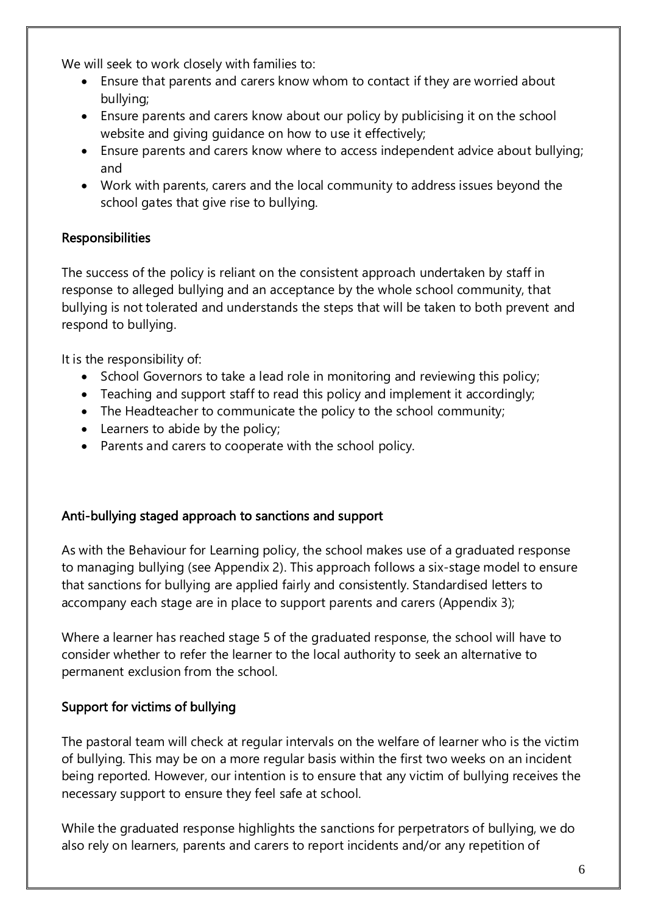We will seek to work closely with families to:

- Ensure that parents and carers know whom to contact if they are worried about bullying;
- Ensure parents and carers know about our policy by publicising it on the school website and giving guidance on how to use it effectively;
- Ensure parents and carers know where to access independent advice about bullying; and
- Work with parents, carers and the local community to address issues beyond the school gates that give rise to bullying.

## Responsibilities

The success of the policy is reliant on the consistent approach undertaken by staff in response to alleged bullying and an acceptance by the whole school community, that bullying is not tolerated and understands the steps that will be taken to both prevent and respond to bullying.

It is the responsibility of:

- School Governors to take a lead role in monitoring and reviewing this policy;
- Teaching and support staff to read this policy and implement it accordingly;
- The Headteacher to communicate the policy to the school community;
- Learners to abide by the policy;
- Parents and carers to cooperate with the school policy.

## Anti-bullying staged approach to sanctions and support

As with the Behaviour for Learning policy, the school makes use of a graduated response to managing bullying (see Appendix 2). This approach follows a six-stage model to ensure that sanctions for bullying are applied fairly and consistently. Standardised letters to accompany each stage are in place to support parents and carers (Appendix 3);

Where a learner has reached stage 5 of the graduated response, the school will have to consider whether to refer the learner to the local authority to seek an alternative to permanent exclusion from the school.

## Support for victims of bullying

The pastoral team will check at regular intervals on the welfare of learner who is the victim of bullying. This may be on a more regular basis within the first two weeks on an incident being reported. However, our intention is to ensure that any victim of bullying receives the necessary support to ensure they feel safe at school.

While the graduated response highlights the sanctions for perpetrators of bullying, we do also rely on learners, parents and carers to report incidents and/or any repetition of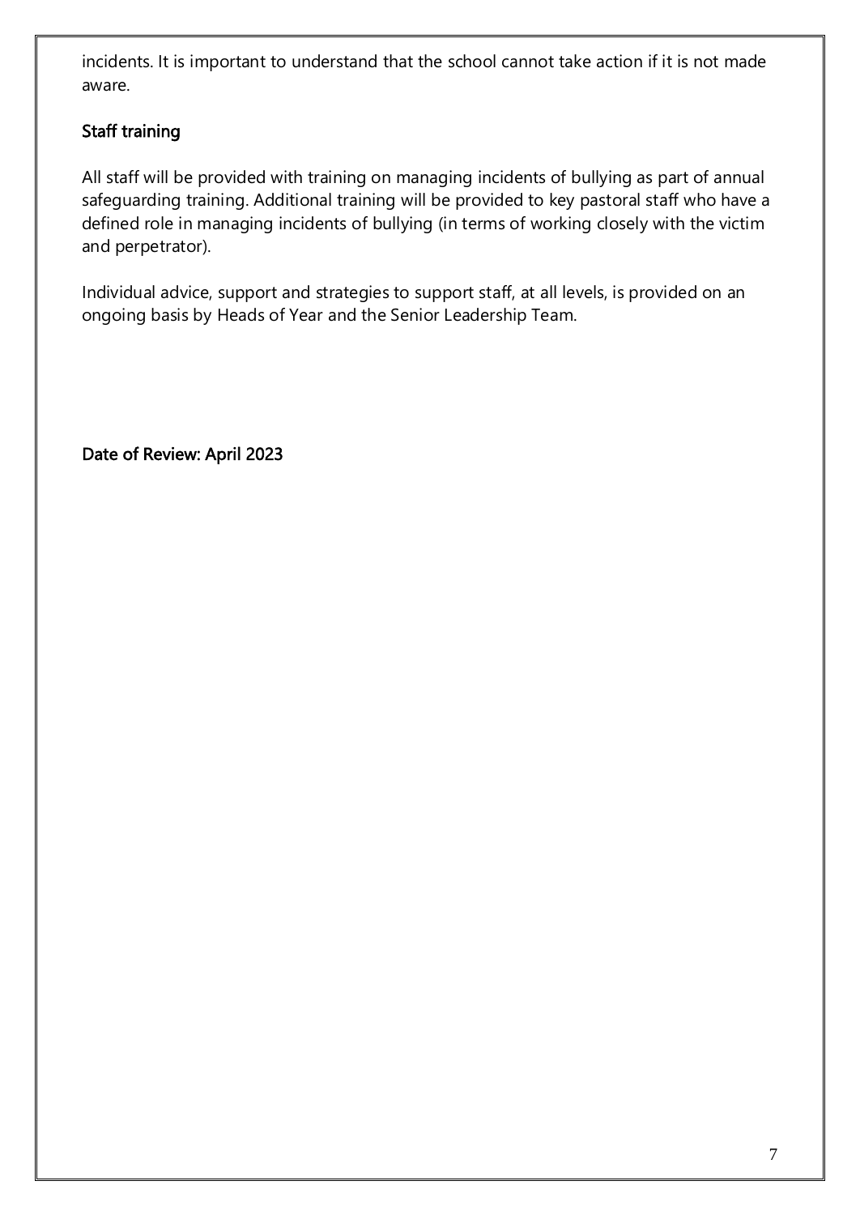incidents. It is important to understand that the school cannot take action if it is not made aware.

## Staff training

All staff will be provided with training on managing incidents of bullying as part of annual safeguarding training. Additional training will be provided to key pastoral staff who have a defined role in managing incidents of bullying (in terms of working closely with the victim and perpetrator).

Individual advice, support and strategies to support staff, at all levels, is provided on an ongoing basis by Heads of Year and the Senior Leadership Team.

**Date of Review: April 2023**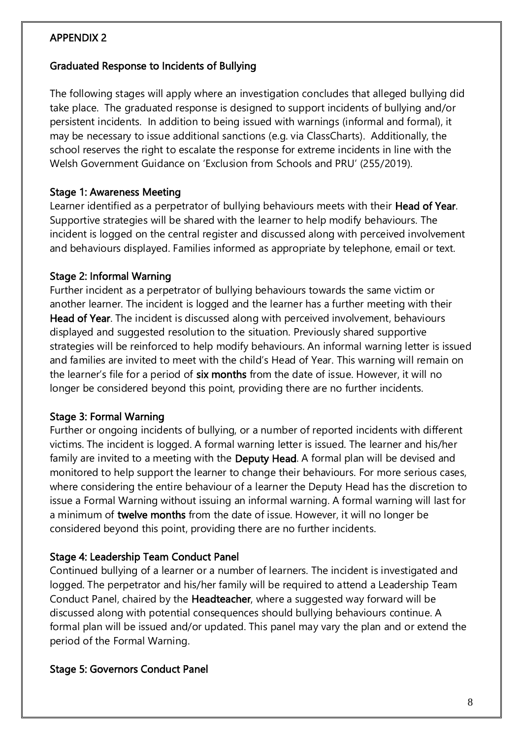## APPENDIX 2

### Graduated Response to Incidents of Bullying

The following stages will apply where an investigation concludes that alleged bullying did take place. The graduated response is designed to support incidents of bullying and/or persistent incidents. In addition to being issued with warnings (informal and formal), it may be necessary to issue additional sanctions (e.g. via ClassCharts). Additionally, the school reserves the right to escalate the response for extreme incidents in line with the Welsh Government Guidance on 'Exclusion from Schools and PRU' (255/2019).

#### Stage 1: Awareness Meeting

Learner identified as a perpetrator of bullying behaviours meets with their **Head of Year**. Supportive strategies will be shared with the learner to help modify behaviours. The incident is logged on the central register and discussed along with perceived involvement and behaviours displayed. Families informed as appropriate by telephone, email or text.

#### Stage 2: Informal Warning

Further incident as a perpetrator of bullying behaviours towards the same victim or another learner. The incident is logged and the learner has a further meeting with their **Head of Year**. The incident is discussed along with perceived involvement, behaviours displayed and suggested resolution to the situation. Previously shared supportive strategies will be reinforced to help modify behaviours. An informal warning letter is issued and families are invited to meet with the child's Head of Year. This warning will remain on the learner's file for a period of **six months** from the date of issue. However, it will no longer be considered beyond this point, providing there are no further incidents.

#### Stage 3: Formal Warning

Further or ongoing incidents of bullying, or a number of reported incidents with different victims. The incident is logged. A formal warning letter is issued. The learner and his/her family are invited to a meeting with the **Deputy Head**. A formal plan will be devised and monitored to help support the learner to change their behaviours. For more serious cases, where considering the entire behaviour of a learner the Deputy Head has the discretion to issue a Formal Warning without issuing an informal warning. A formal warning will last for a minimum of **twelve months** from the date of issue. However, it will no longer be considered beyond this point, providing there are no further incidents.

#### Stage 4: Leadership Team Conduct Panel

Continued bullying of a learner or a number of learners. The incident is investigated and logged. The perpetrator and his/her family will be required to attend a Leadership Team Conduct Panel, chaired by the **Headteacher**, where a suggested way forward will be discussed along with potential consequences should bullying behaviours continue. A formal plan will be issued and/or updated. This panel may vary the plan and or extend the period of the Formal Warning.

#### Stage 5: Governors Conduct Panel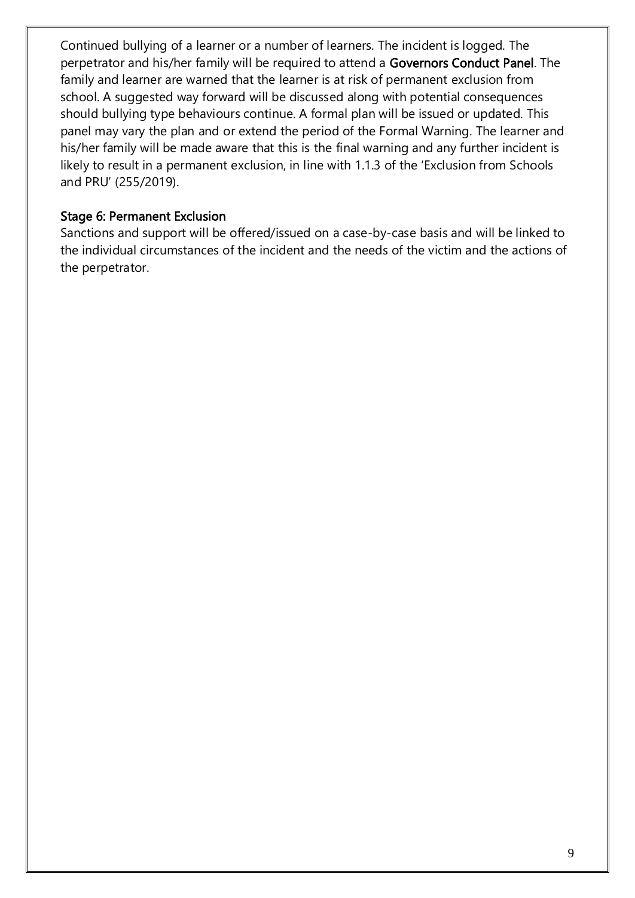Continued bullying of a learner or a number of learners. The incident is logged. The perpetrator and his/her family will be required to attend a **Governors Conduct Panel**. The family and learner are warned that the learner is at risk of permanent exclusion from school. A suggested way forward will be discussed along with potential consequences should bullying type behaviours continue. A formal plan will be issued or updated. This panel may vary the plan and or extend the period of the Formal Warning. The learner and his/her family will be made aware that this is the final warning and any further incident is likely to result in a permanent exclusion, in line with 1.1.3 of the 'Exclusion from Schools and PRU' (255/2019).

### Stage 6: Permanent Exclusion

Sanctions and support will be offered/issued on a case-by-case basis and will be linked to the individual circumstances of the incident and the needs of the victim and the actions of the perpetrator.